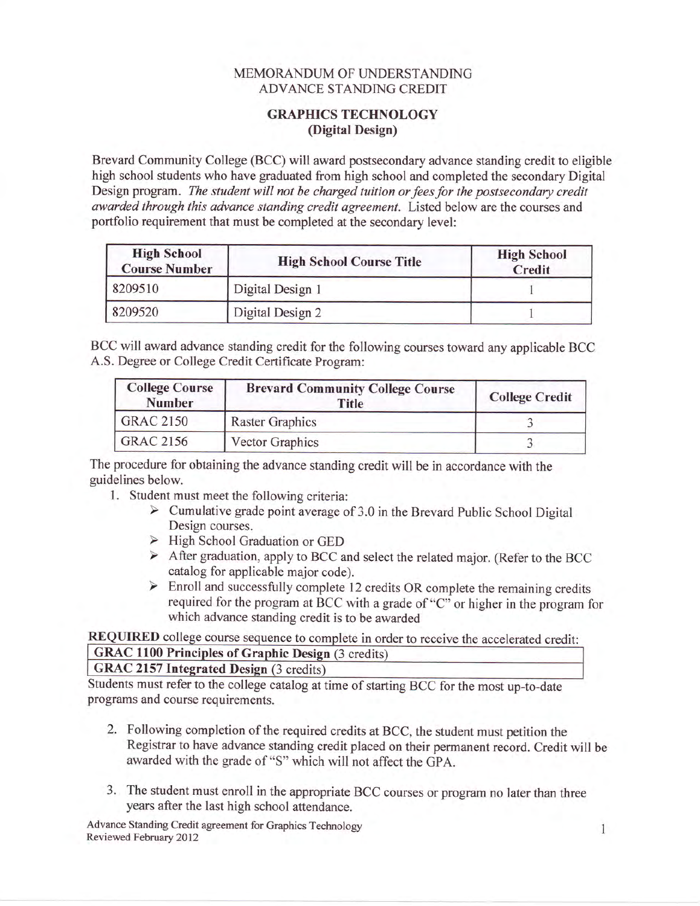# MEMORANDUM OF UNDERSTANDING
# ADVANCE STANDING CREDIT

## GRAPHICS TECHNOLOGY
## (Digital Design)

Brevard Community College (BCC) will award postsecondary advance standing credit to eligible high school students who have graduated from high school and completed the secondary Digital Design program. *The student will not be charged tuition or fees for the postsecondary credit awarded through this advance standing credit agreement.* Listed below are the courses and portfolio requirement that must be completed at the secondary level:

| High School Course Number | High School Course Title | High School Credit |
|---|---|---|
| 8209510 | Digital Design 1 | 1 |
| 8209520 | Digital Design 2 | 1 |

BCC will award advance standing credit for the following courses toward any applicable BCC A.S. Degree or College Credit Certificate Program:

| College Course Number | Brevard Community College Course Title | College Credit |
|---|---|---|
| GRAC 2150 | Raster Graphics | 3 |
| GRAC 2156 | Vector Graphics | 3 |

The procedure for obtaining the advance standing credit will be in accordance with the guidelines below.

1. Student must meet the following criteria:
   - Cumulative grade point average of 3.0 in the Brevard Public School Digital Design courses.
   - High School Graduation or GED
   - After graduation, apply to BCC and select the related major. (Refer to the BCC catalog for applicable major code).
   - Enroll and successfully complete 12 credits OR complete the remaining credits required for the program at BCC with a grade of "C" or higher in the program for which advance standing credit is to be awarded

**REQUIRED** college course sequence to complete in order to receive the accelerated credit:

| **GRAC 1100 Principles of Graphic Design** (3 credits) |
|---|
| **GRAC 2157 Integrated Design** (3 credits) |

Students must refer to the college catalog at time of starting BCC for the most up-to-date programs and course requirements.

2. Following completion of the required credits at BCC, the student must petition the Registrar to have advance standing credit placed on their permanent record. Credit will be awarded with the grade of "S" which will not affect the GPA.

3. The student must enroll in the appropriate BCC courses or program no later than three years after the last high school attendance.

Advance Standing Credit agreement for Graphics Technology
Reviewed February 2012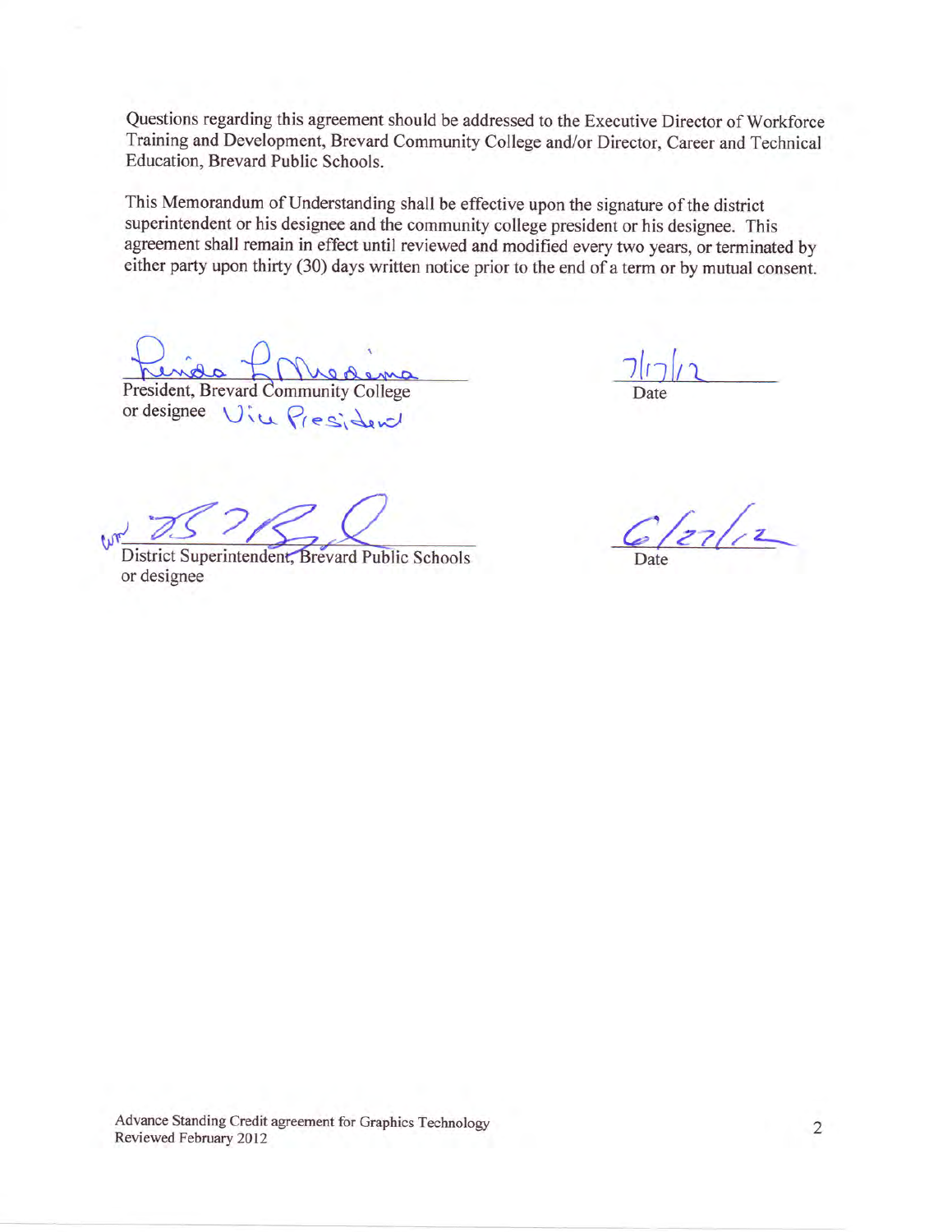Questions regarding this agreement should be addressed to the Executive Director of Workforce Training and Development, Brevard Community College and/or Director, Career and Technical Education, Brevard Public Schools.

This Memorandum of Understanding shall be effective upon the signature of the district superintendent or his designee and the community college president or his designee. This agreement shall remain in effect until reviewed and modified every two years, or terminated by either party upon thirty (30) days written notice prior to the end of a term or by mutual consent.

President, Brevard Community College
or designee Vice President

7/17/12
Date

District Superintendent, Brevard Public Schools
or designee

6/27/12
Date

Advance Standing Credit agreement for Graphics Technology
Reviewed February 2012